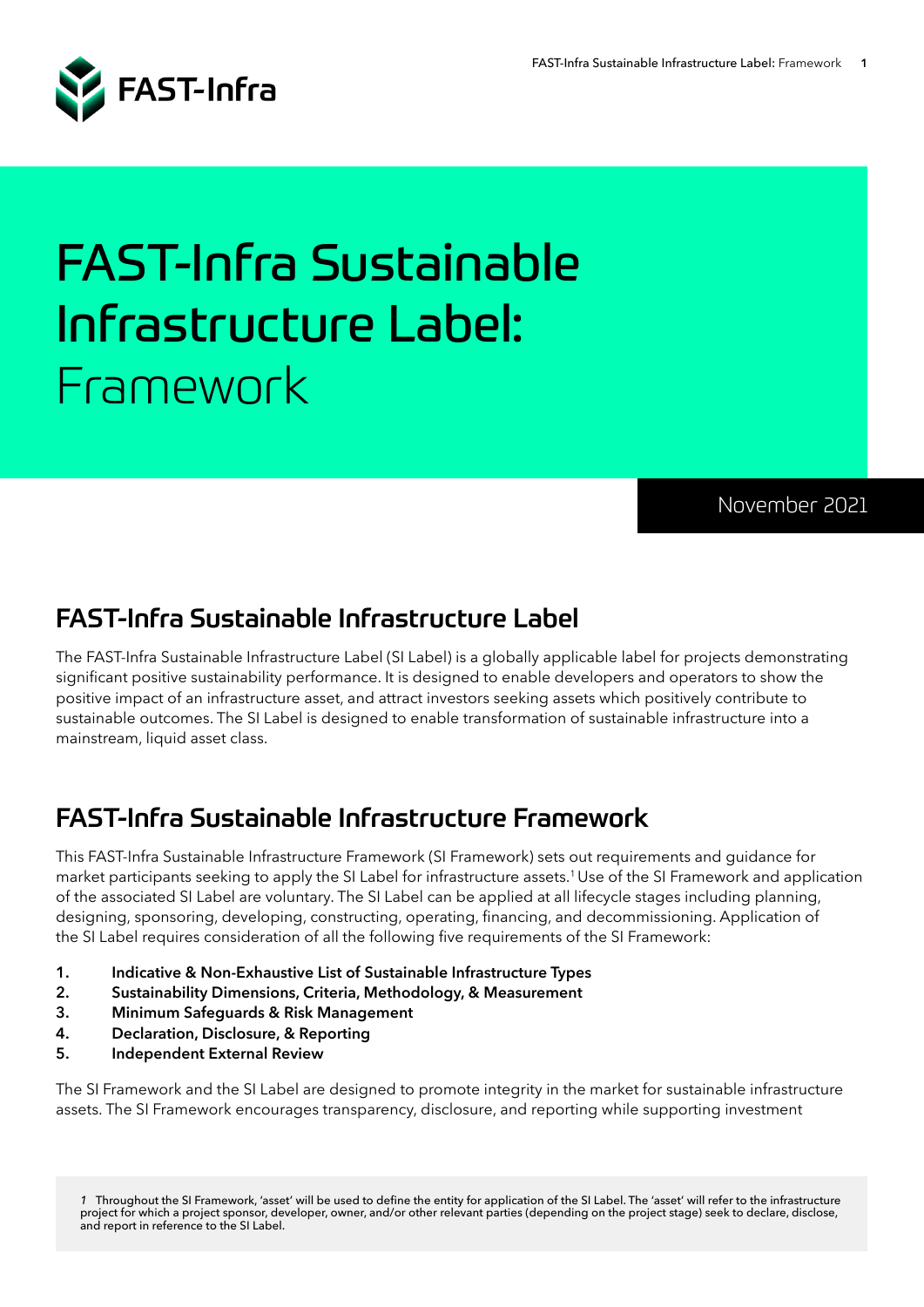# FAST-Infra Sustainable Infrastructure Label: Framework

November 2021

## FAST-Infra Sustainable Infrastructure Label

The FAST-Infra Sustainable Infrastructure Label (SI Label) is a globally applicable label for projects demonstrating significant positive sustainability performance. It is designed to enable developers and operators to show the positive impact of an infrastructure asset, and attract investors seeking assets which positively contribute to sustainable outcomes. The SI Label is designed to enable transformation of sustainable infrastructure into a mainstream, liquid asset class.

## FAST-Infra Sustainable Infrastructure Framework

This FAST-Infra Sustainable Infrastructure Framework (SI Framework) sets out requirements and guidance for market participants seeking to apply the SI Label for infrastructure assets.[1] Use of the SI Framework and application of the associated SI Label are voluntary. The SI Label can be applied at all lifecycle stages including planning, designing, sponsoring, developing, constructing, operating, financing, and decommissioning. Application of the SI Label requires consideration of all the following five requirements of the SI Framework:

1. **Indicative & Non-Exhaustive List of Sustainable Infrastructure Types**
2. **Sustainability Dimensions, Criteria, Methodology, & Measurement**
3. **Minimum Safeguards & Risk Management**
4. **Declaration, Disclosure, & Reporting**
5. **Independent External Review**

The SI Framework and the SI Label are designed to promote integrity in the market for sustainable infrastructure assets. The SI Framework encourages transparency, disclosure, and reporting while supporting investment

[1] Throughout the SI Framework, 'asset' will be used to define the entity for application of the SI Label. The 'asset' will refer to the infrastructure project for which a project sponsor, developer, owner, and/or other relevant parties (depending on the project stage) seek to declare, disclose, and report in reference to the SI Label.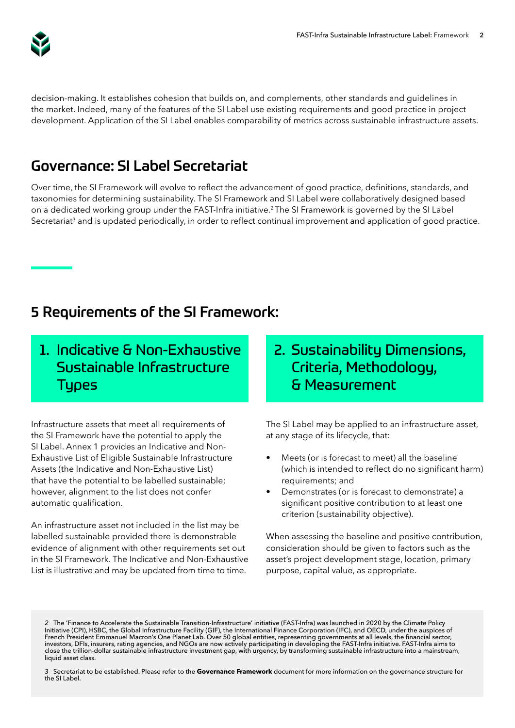decision-making. It establishes cohesion that builds on, and complements, other standards and guidelines in the market. Indeed, many of the features of the SI Label use existing requirements and good practice in project development. Application of the SI Label enables comparability of metrics across sustainable infrastructure assets.

## Governance: SI Label Secretariat

Over time, the SI Framework will evolve to reflect the advancement of good practice, definitions, standards, and taxonomies for determining sustainability. The SI Framework and SI Label were collaboratively designed based on a dedicated working group under the FAST-Infra initiative.[2] The SI Framework is governed by the SI Label Secretariat[3] and is updated periodically, in order to reflect continual improvement and application of good practice.

## 5 Requirements of the SI Framework:

### 1. Indicative & Non-Exhaustive Sustainable Infrastructure Types

Infrastructure assets that meet all requirements of the SI Framework have the potential to apply the SI Label. Annex 1 provides an Indicative and Non-Exhaustive List of Eligible Sustainable Infrastructure Assets (the Indicative and Non-Exhaustive List) that have the potential to be labelled sustainable; however, alignment to the list does not confer automatic qualification.

An infrastructure asset not included in the list may be labelled sustainable provided there is demonstrable evidence of alignment with other requirements set out in the SI Framework. The Indicative and Non-Exhaustive List is illustrative and may be updated from time to time.

### 2. Sustainability Dimensions, Criteria, Methodology, & Measurement

The SI Label may be applied to an infrastructure asset, at any stage of its lifecycle, that:

- Meets (or is forecast to meet) all the baseline (which is intended to reflect do no significant harm) requirements; and
- Demonstrates (or is forecast to demonstrate) a significant positive contribution to at least one criterion (sustainability objective).

When assessing the baseline and positive contribution, consideration should be given to factors such as the asset's project development stage, location, primary purpose, capital value, as appropriate.

---

*2* The 'Finance to Accelerate the Sustainable Transition-Infrastructure' initiative (FAST-Infra) was launched in 2020 by the Climate Policy Initiative (CPI), HSBC, the Global Infrastructure Facility (GIF), the International Finance Corporation (IFC), and OECD, under the auspices of French President Emmanuel Macron's One Planet Lab. Over 50 global entities, representing governments at all levels, the financial sector, investors, DFIs, insurers, rating agencies, and NGOs are now actively participating in developing the FAST-Infra initiative. FAST-Infra aims to close the trillion-dollar sustainable infrastructure investment gap, with urgency, by transforming sustainable infrastructure into a mainstream, liquid asset class.

*3* Secretariat to be established. Please refer to the **Governance Framework** document for more information on the governance structure for the SI Label.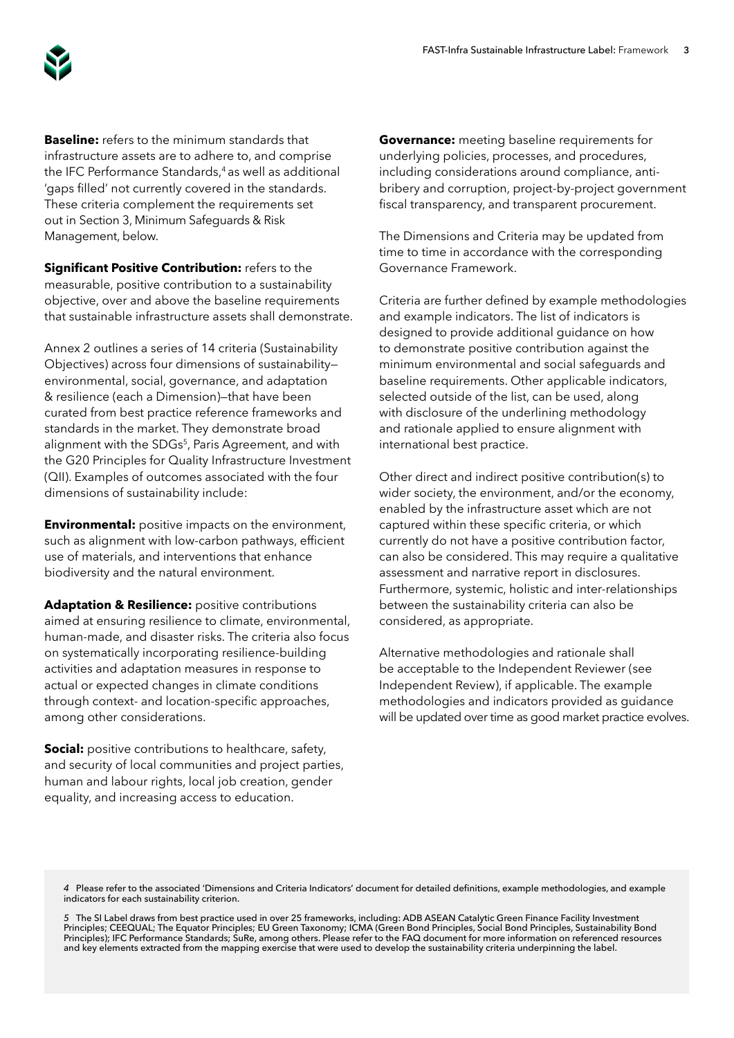**Baseline:** refers to the minimum standards that infrastructure assets are to adhere to, and comprise the IFC Performance Standards,[4] as well as additional 'gaps filled' not currently covered in the standards. These criteria complement the requirements set out in Section 3, Minimum Safeguards & Risk Management, below.

**Significant Positive Contribution:** refers to the measurable, positive contribution to a sustainability objective, over and above the baseline requirements that sustainable infrastructure assets shall demonstrate.

Annex 2 outlines a series of 14 criteria (Sustainability Objectives) across four dimensions of sustainability—environmental, social, governance, and adaptation & resilience (each a Dimension)—that have been curated from best practice reference frameworks and standards in the market. They demonstrate broad alignment with the SDGs[5], Paris Agreement, and with the G20 Principles for Quality Infrastructure Investment (QII). Examples of outcomes associated with the four dimensions of sustainability include:

**Environmental:** positive impacts on the environment, such as alignment with low-carbon pathways, efficient use of materials, and interventions that enhance biodiversity and the natural environment.

**Adaptation & Resilience:** positive contributions aimed at ensuring resilience to climate, environmental, human-made, and disaster risks. The criteria also focus on systematically incorporating resilience-building activities and adaptation measures in response to actual or expected changes in climate conditions through context- and location-specific approaches, among other considerations.

**Social:** positive contributions to healthcare, safety, and security of local communities and project parties, human and labour rights, local job creation, gender equality, and increasing access to education.

**Governance:** meeting baseline requirements for underlying policies, processes, and procedures, including considerations around compliance, anti-bribery and corruption, project-by-project government fiscal transparency, and transparent procurement.

The Dimensions and Criteria may be updated from time to time in accordance with the corresponding Governance Framework.

Criteria are further defined by example methodologies and example indicators. The list of indicators is designed to provide additional guidance on how to demonstrate positive contribution against the minimum environmental and social safeguards and baseline requirements. Other applicable indicators, selected outside of the list, can be used, along with disclosure of the underlining methodology and rationale applied to ensure alignment with international best practice.

Other direct and indirect positive contribution(s) to wider society, the environment, and/or the economy, enabled by the infrastructure asset which are not captured within these specific criteria, or which currently do not have a positive contribution factor, can also be considered. This may require a qualitative assessment and narrative report in disclosures. Furthermore, systemic, holistic and inter-relationships between the sustainability criteria can also be considered, as appropriate.

Alternative methodologies and rationale shall be acceptable to the Independent Reviewer (see Independent Review), if applicable. The example methodologies and indicators provided as guidance will be updated over time as good market practice evolves.

---

4 Please refer to the associated 'Dimensions and Criteria Indicators' document for detailed definitions, example methodologies, and example indicators for each sustainability criterion.

5 The SI Label draws from best practice used in over 25 frameworks, including: ADB ASEAN Catalytic Green Finance Facility Investment Principles; CEEQUAL; The Equator Principles; EU Green Taxonomy; ICMA (Green Bond Principles, Social Bond Principles, Sustainability Bond Principles); IFC Performance Standards; SuRe, among others. Please refer to the FAQ document for more information on referenced resources and key elements extracted from the mapping exercise that were used to develop the sustainability criteria underpinning the label.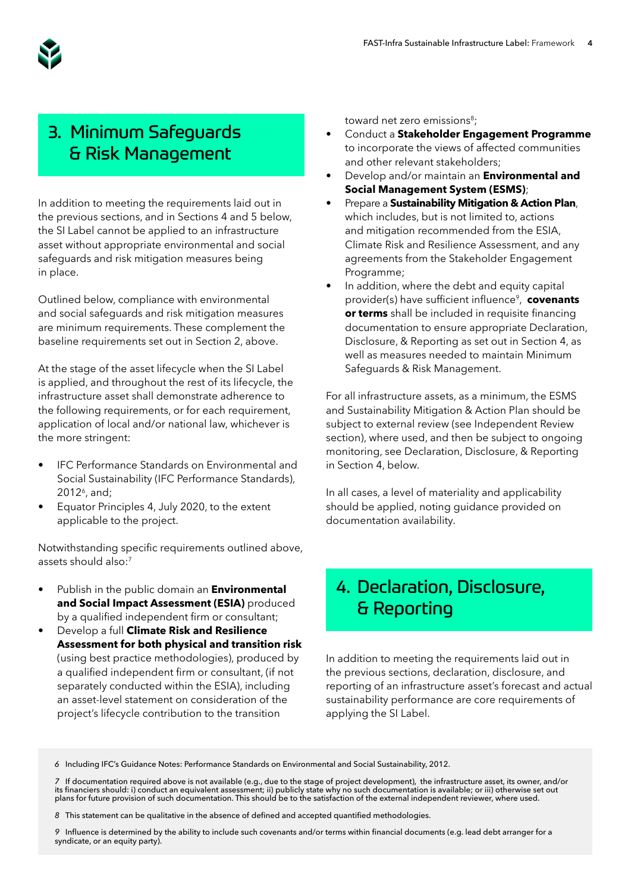## 3. Minimum Safeguards & Risk Management

In addition to meeting the requirements laid out in the previous sections, and in Sections 4 and 5 below, the SI Label cannot be applied to an infrastructure asset without appropriate environmental and social safeguards and risk mitigation measures being in place.

Outlined below, compliance with environmental and social safeguards and risk mitigation measures are minimum requirements. These complement the baseline requirements set out in Section 2, above.

At the stage of the asset lifecycle when the SI Label is applied, and throughout the rest of its lifecycle, the infrastructure asset shall demonstrate adherence to the following requirements, or for each requirement, application of local and/or national law, whichever is the more stringent:

- IFC Performance Standards on Environmental and Social Sustainability (IFC Performance Standards), 2012[6], and;
- Equator Principles 4, July 2020, to the extent applicable to the project.

Notwithstanding specific requirements outlined above, assets should also:[7]

- Publish in the public domain an **Environmental and Social Impact Assessment (ESIA)** produced by a qualified independent firm or consultant;
- Develop a full **Climate Risk and Resilience Assessment for both physical and transition risk** (using best practice methodologies), produced by a qualified independent firm or consultant, (if not separately conducted within the ESIA), including an asset-level statement on consideration of the project's lifecycle contribution to the transition toward net zero emissions[8];
- Conduct a **Stakeholder Engagement Programme** to incorporate the views of affected communities and other relevant stakeholders;
- Develop and/or maintain an **Environmental and Social Management System (ESMS)**;
- Prepare a **Sustainability Mitigation & Action Plan**, which includes, but is not limited to, actions and mitigation recommended from the ESIA, Climate Risk and Resilience Assessment, and any agreements from the Stakeholder Engagement Programme;
- In addition, where the debt and equity capital provider(s) have sufficient influence[9], **covenants or terms** shall be included in requisite financing documentation to ensure appropriate Declaration, Disclosure, & Reporting as set out in Section 4, as well as measures needed to maintain Minimum Safeguards & Risk Management.

For all infrastructure assets, as a minimum, the ESMS and Sustainability Mitigation & Action Plan should be subject to external review (see Independent Review section), where used, and then be subject to ongoing monitoring, see Declaration, Disclosure, & Reporting in Section 4, below.

In all cases, a level of materiality and applicability should be applied, noting guidance provided on documentation availability.

## 4. Declaration, Disclosure, & Reporting

In addition to meeting the requirements laid out in the previous sections, declaration, disclosure, and reporting of an infrastructure asset's forecast and actual sustainability performance are core requirements of applying the SI Label.

---

6 Including IFC's Guidance Notes: Performance Standards on Environmental and Social Sustainability, 2012.

7 If documentation required above is not available (e.g., due to the stage of project development), the infrastructure asset, its owner, and/or its financiers should: i) conduct an equivalent assessment; ii) publicly state why no such documentation is available; or iii) otherwise set out plans for future provision of such documentation. This should be to the satisfaction of the external independent reviewer, where used.

8 This statement can be qualitative in the absence of defined and accepted quantified methodologies.

9 Influence is determined by the ability to include such covenants and/or terms within financial documents (e.g. lead debt arranger for a syndicate, or an equity party).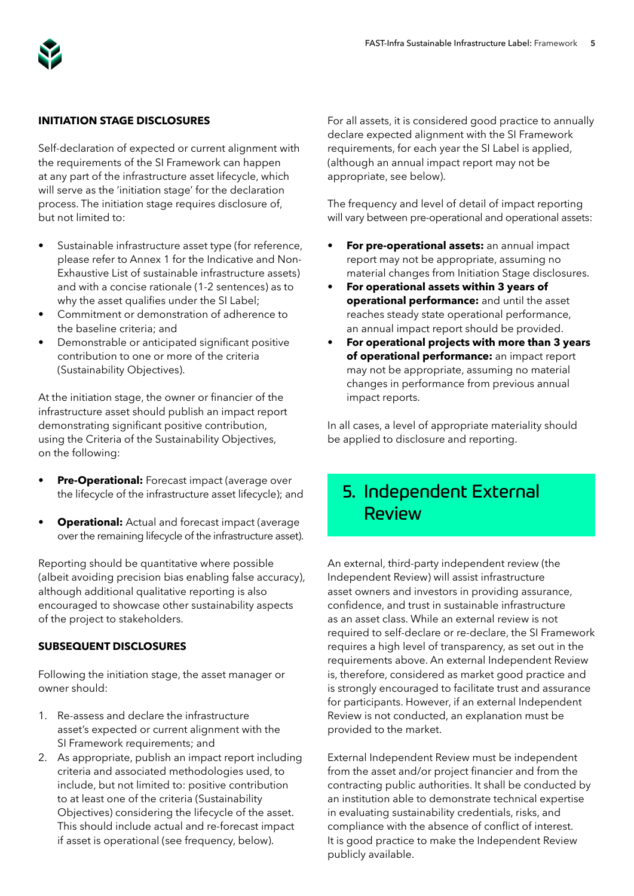### INITIATION STAGE DISCLOSURES

Self-declaration of expected or current alignment with the requirements of the SI Framework can happen at any part of the infrastructure asset lifecycle, which will serve as the 'initiation stage' for the declaration process. The initiation stage requires disclosure of, but not limited to:

- Sustainable infrastructure asset type (for reference, please refer to Annex 1 for the Indicative and Non-Exhaustive List of sustainable infrastructure assets) and with a concise rationale (1-2 sentences) as to why the asset qualifies under the SI Label;
- Commitment or demonstration of adherence to the baseline criteria; and
- Demonstrable or anticipated significant positive contribution to one or more of the criteria (Sustainability Objectives).

At the initiation stage, the owner or financier of the infrastructure asset should publish an impact report demonstrating significant positive contribution, using the Criteria of the Sustainability Objectives, on the following:

- **Pre-Operational:** Forecast impact (average over the lifecycle of the infrastructure asset lifecycle); and
- **Operational:** Actual and forecast impact (average over the remaining lifecycle of the infrastructure asset).

Reporting should be quantitative where possible (albeit avoiding precision bias enabling false accuracy), although additional qualitative reporting is also encouraged to showcase other sustainability aspects of the project to stakeholders.

### SUBSEQUENT DISCLOSURES

Following the initiation stage, the asset manager or owner should:

1. Re-assess and declare the infrastructure asset's expected or current alignment with the SI Framework requirements; and
2. As appropriate, publish an impact report including criteria and associated methodologies used, to include, but not limited to: positive contribution to at least one of the criteria (Sustainability Objectives) considering the lifecycle of the asset. This should include actual and re-forecast impact if asset is operational (see frequency, below).

For all assets, it is considered good practice to annually declare expected alignment with the SI Framework requirements, for each year the SI Label is applied, (although an annual impact report may not be appropriate, see below).

The frequency and level of detail of impact reporting will vary between pre-operational and operational assets:

- **For pre-operational assets:** an annual impact report may not be appropriate, assuming no material changes from Initiation Stage disclosures.
- **For operational assets within 3 years of operational performance:** and until the asset reaches steady state operational performance, an annual impact report should be provided.
- **For operational projects with more than 3 years of operational performance:** an impact report may not be appropriate, assuming no material changes in performance from previous annual impact reports.

In all cases, a level of appropriate materiality should be applied to disclosure and reporting.

## 5. Independent External Review

An external, third-party independent review (the Independent Review) will assist infrastructure asset owners and investors in providing assurance, confidence, and trust in sustainable infrastructure as an asset class. While an external review is not required to self-declare or re-declare, the SI Framework requires a high level of transparency, as set out in the requirements above. An external Independent Review is, therefore, considered as market good practice and is strongly encouraged to facilitate trust and assurance for participants. However, if an external Independent Review is not conducted, an explanation must be provided to the market.

External Independent Review must be independent from the asset and/or project financier and from the contracting public authorities. It shall be conducted by an institution able to demonstrate technical expertise in evaluating sustainability credentials, risks, and compliance with the absence of conflict of interest. It is good practice to make the Independent Review publicly available.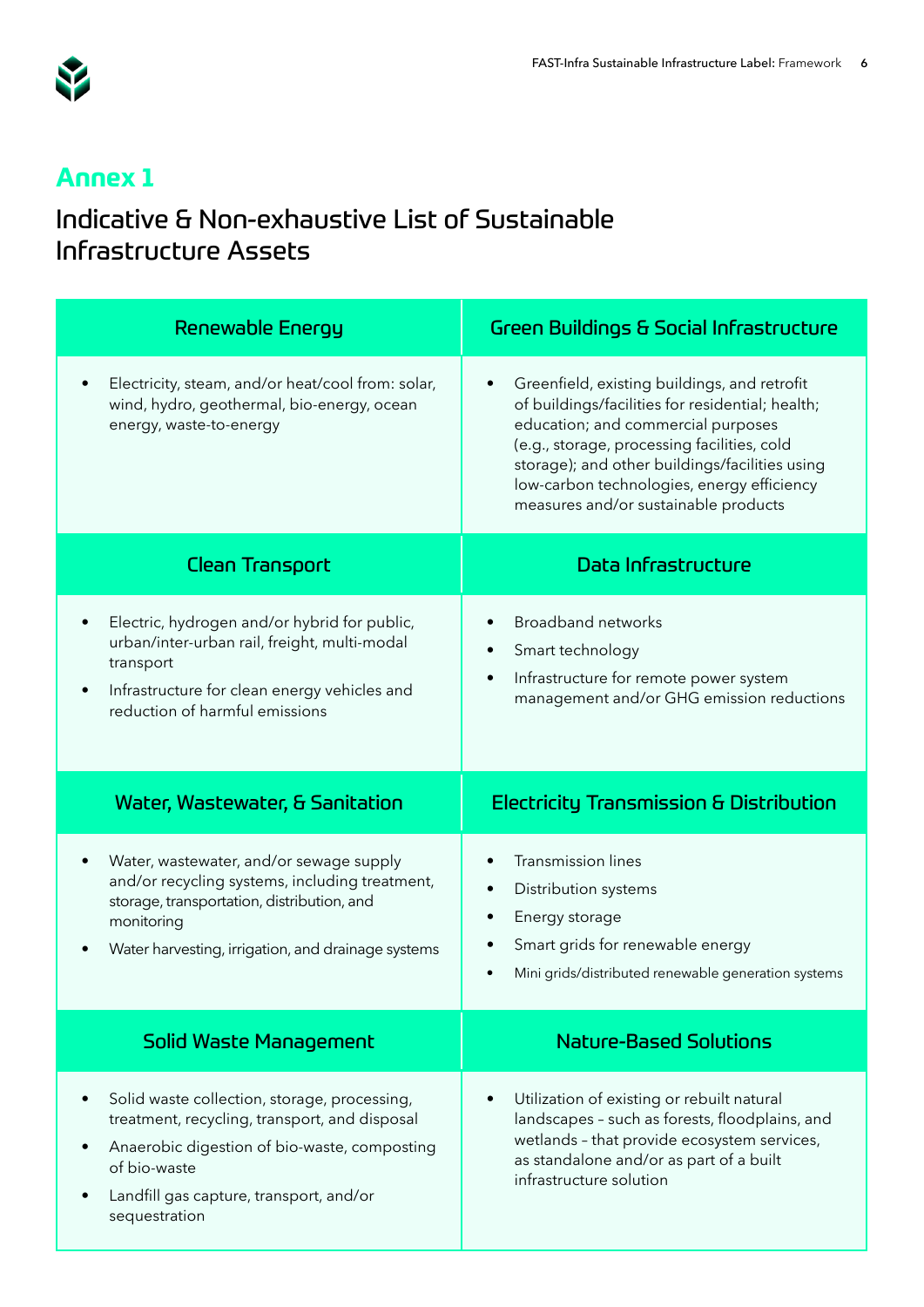## Annex 1

# Indicative & Non-exhaustive List of Sustainable Infrastructure Assets

### Renewable Energy

- Electricity, steam, and/or heat/cool from: solar, wind, hydro, geothermal, bio-energy, ocean energy, waste-to-energy

### Green Buildings & Social Infrastructure

- Greenfield, existing buildings, and retrofit of buildings/facilities for residential; health; education; and commercial purposes (e.g., storage, processing facilities, cold storage); and other buildings/facilities using low-carbon technologies, energy efficiency measures and/or sustainable products

### Clean Transport

- Electric, hydrogen and/or hybrid for public, urban/inter-urban rail, freight, multi-modal transport
- Infrastructure for clean energy vehicles and reduction of harmful emissions

### Data Infrastructure

- Broadband networks
- Smart technology
- Infrastructure for remote power system management and/or GHG emission reductions

### Water, Wastewater, & Sanitation

- Water, wastewater, and/or sewage supply and/or recycling systems, including treatment, storage, transportation, distribution, and monitoring
- Water harvesting, irrigation, and drainage systems

### Electricity Transmission & Distribution

- Transmission lines
- Distribution systems
- Energy storage
- Smart grids for renewable energy
- Mini grids/distributed renewable generation systems

### Solid Waste Management

- Solid waste collection, storage, processing, treatment, recycling, transport, and disposal
- Anaerobic digestion of bio-waste, composting of bio-waste
- Landfill gas capture, transport, and/or sequestration

### Nature-Based Solutions

- Utilization of existing or rebuilt natural landscapes – such as forests, floodplains, and wetlands – that provide ecosystem services, as standalone and/or as part of a built infrastructure solution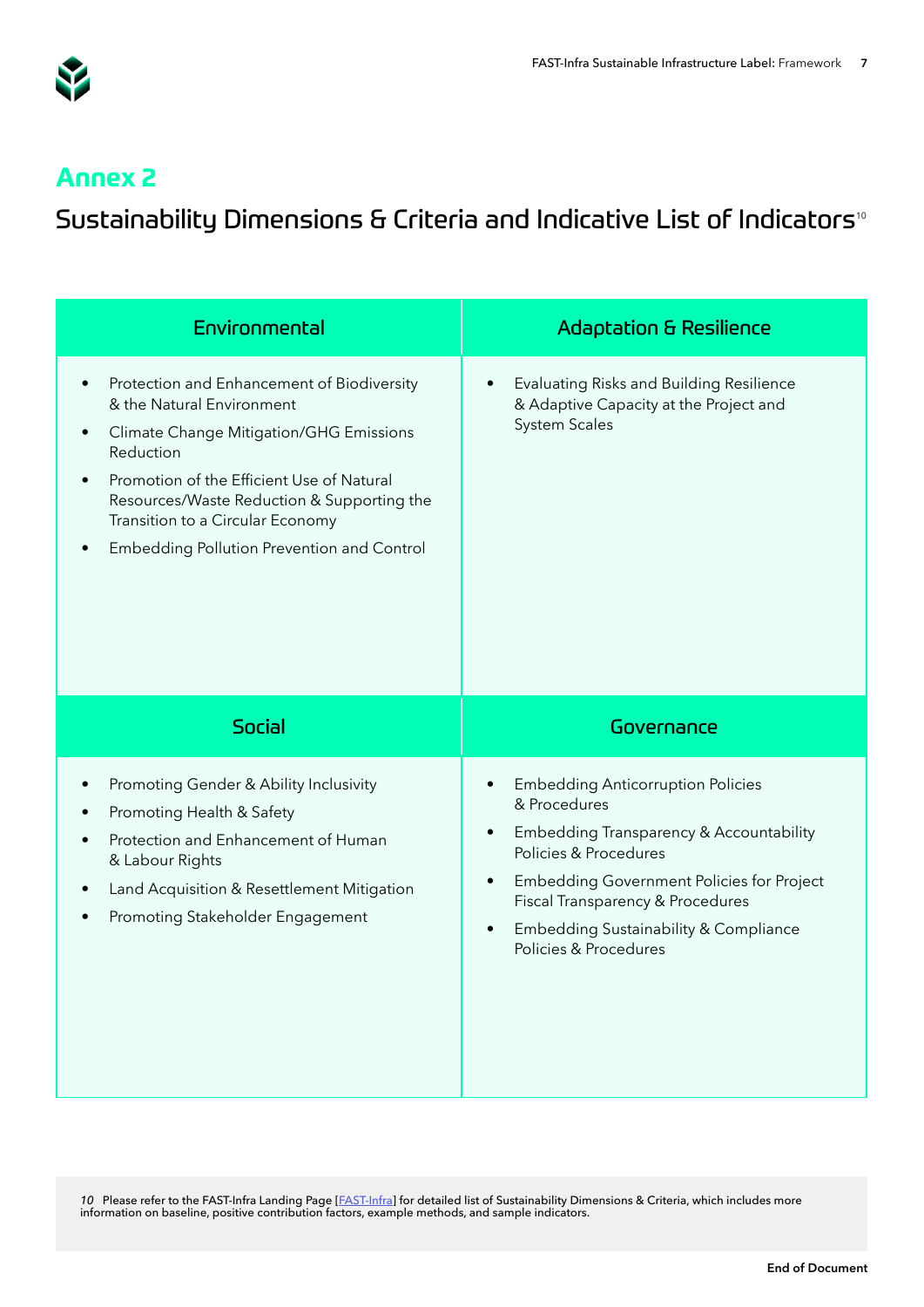## Annex 2

# Sustainability Dimensions & Criteria and Indicative List of Indicators[10]

| Environmental | Adaptation & Resilience |
| --- | --- |
| • Protection and Enhancement of Biodiversity & the Natural Environment<br>• Climate Change Mitigation/GHG Emissions Reduction<br>• Promotion of the Efficient Use of Natural Resources/Waste Reduction & Supporting the Transition to a Circular Economy<br>• Embedding Pollution Prevention and Control | • Evaluating Risks and Building Resilience & Adaptive Capacity at the Project and System Scales |
| **Social** | **Governance** |
| • Promoting Gender & Ability Inclusivity<br>• Promoting Health & Safety<br>• Protection and Enhancement of Human & Labour Rights<br>• Land Acquisition & Resettlement Mitigation<br>• Promoting Stakeholder Engagement | • Embedding Anticorruption Policies & Procedures<br>• Embedding Transparency & Accountability Policies & Procedures<br>• Embedding Government Policies for Project Fiscal Transparency & Procedures<br>• Embedding Sustainability & Compliance Policies & Procedures |

10 Please refer to the FAST-Infra Landing Page [FAST-Infra] for detailed list of Sustainability Dimensions & Criteria, which includes more information on baseline, positive contribution factors, example methods, and sample indicators.

**End of Document**